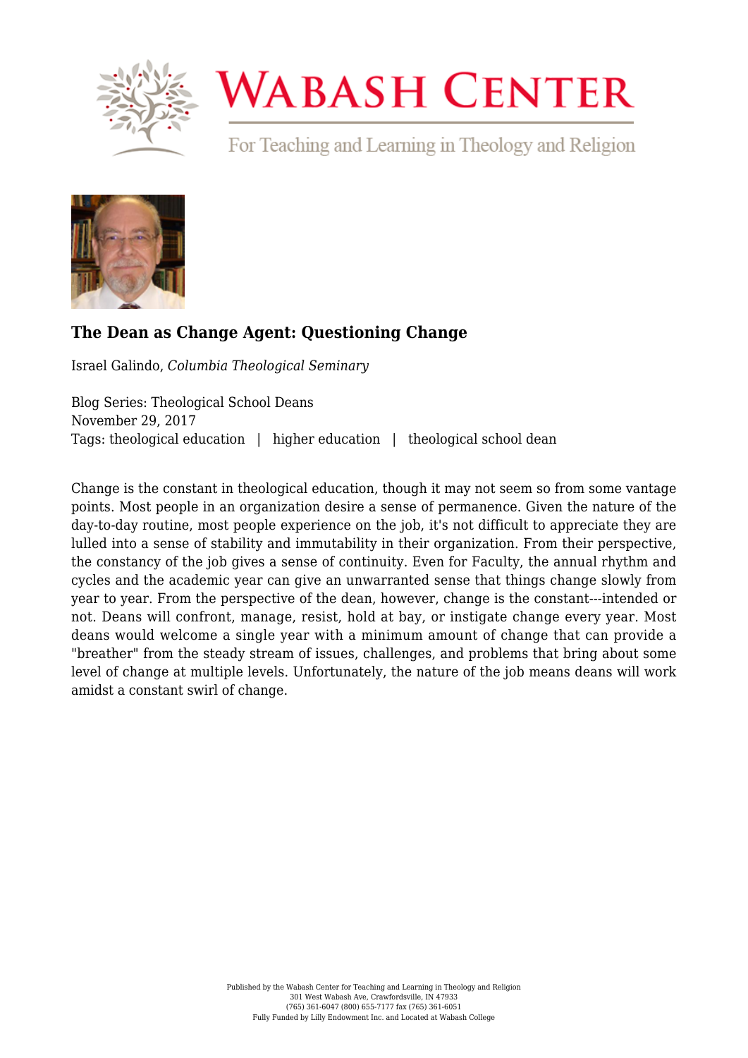# The Dean as Change Agent: Questioning Change

Israel Galindo, *Columbia Theological Seminary*

Blog Series: Theological School Deans
November 29, 2017
Tags: theological education | higher education | theological school dean

Change is the constant in theological education, though it may not seem so from some vantage points. Most people in an organization desire a sense of permanence. Given the nature of the day-to-day routine, most people experience on the job, it's not difficult to appreciate they are lulled into a sense of stability and immutability in their organization. From their perspective, the constancy of the job gives a sense of continuity. Even for Faculty, the annual rhythm and cycles and the academic year can give an unwarranted sense that things change slowly from year to year. From the perspective of the dean, however, change is the constant---intended or not. Deans will confront, manage, resist, hold at bay, or instigate change every year. Most deans would welcome a single year with a minimum amount of change that can provide a "breather" from the steady stream of issues, challenges, and problems that bring about some level of change at multiple levels. Unfortunately, the nature of the job means deans will work amidst a constant swirl of change.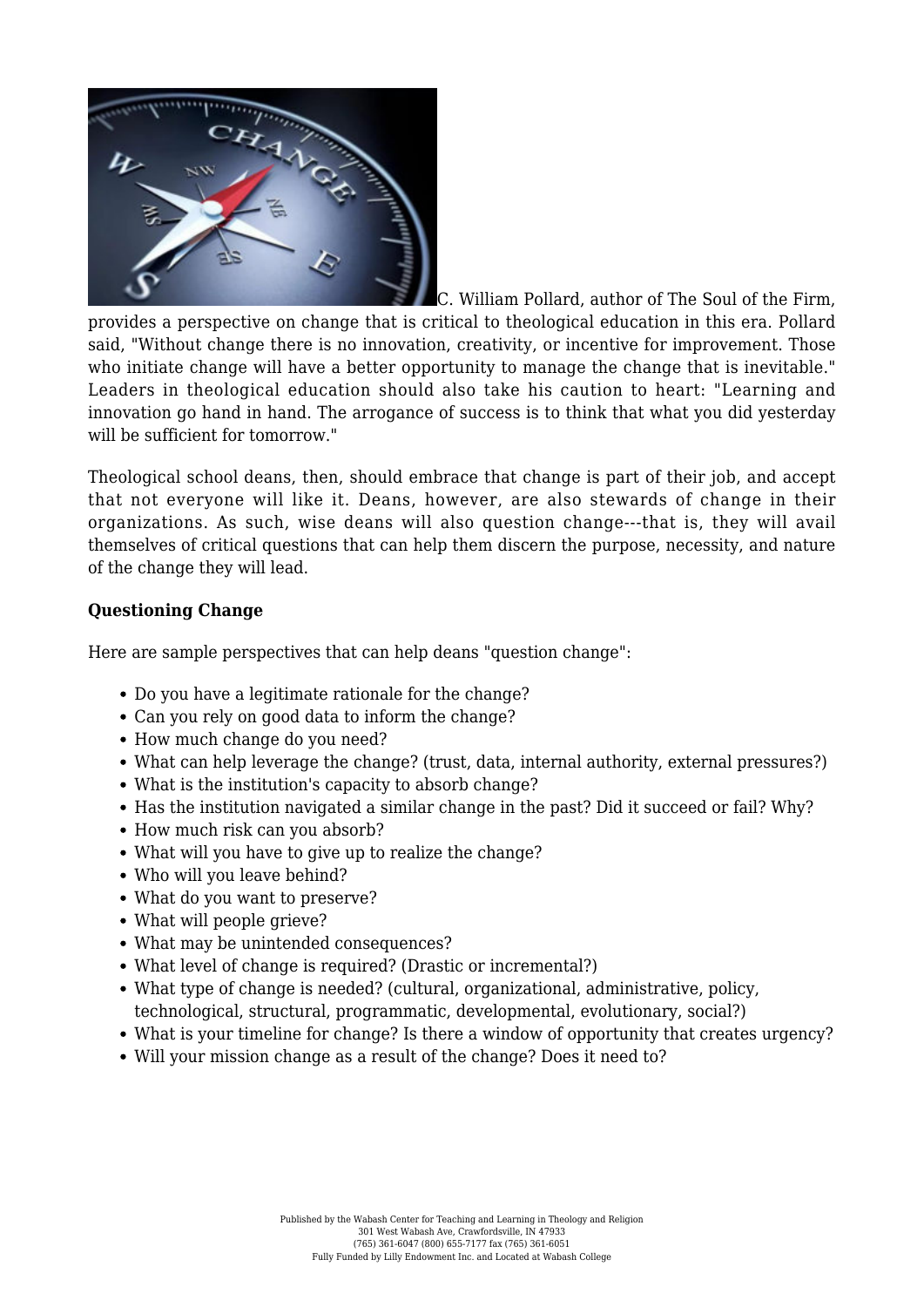C. William Pollard, author of The Soul of the Firm, provides a perspective on change that is critical to theological education in this era. Pollard said, "Without change there is no innovation, creativity, or incentive for improvement. Those who initiate change will have a better opportunity to manage the change that is inevitable." Leaders in theological education should also take his caution to heart: "Learning and innovation go hand in hand. The arrogance of success is to think that what you did yesterday will be sufficient for tomorrow."

Theological school deans, then, should embrace that change is part of their job, and accept that not everyone will like it. Deans, however, are also stewards of change in their organizations. As such, wise deans will also question change---that is, they will avail themselves of critical questions that can help them discern the purpose, necessity, and nature of the change they will lead.

**Questioning Change**

Here are sample perspectives that can help deans "question change":

- Do you have a legitimate rationale for the change?
- Can you rely on good data to inform the change?
- How much change do you need?
- What can help leverage the change? (trust, data, internal authority, external pressures?)
- What is the institution's capacity to absorb change?
- Has the institution navigated a similar change in the past? Did it succeed or fail? Why?
- How much risk can you absorb?
- What will you have to give up to realize the change?
- Who will you leave behind?
- What do you want to preserve?
- What will people grieve?
- What may be unintended consequences?
- What level of change is required? (Drastic or incremental?)
- What type of change is needed? (cultural, organizational, administrative, policy, technological, structural, programmatic, developmental, evolutionary, social?)
- What is your timeline for change? Is there a window of opportunity that creates urgency?
- Will your mission change as a result of the change? Does it need to?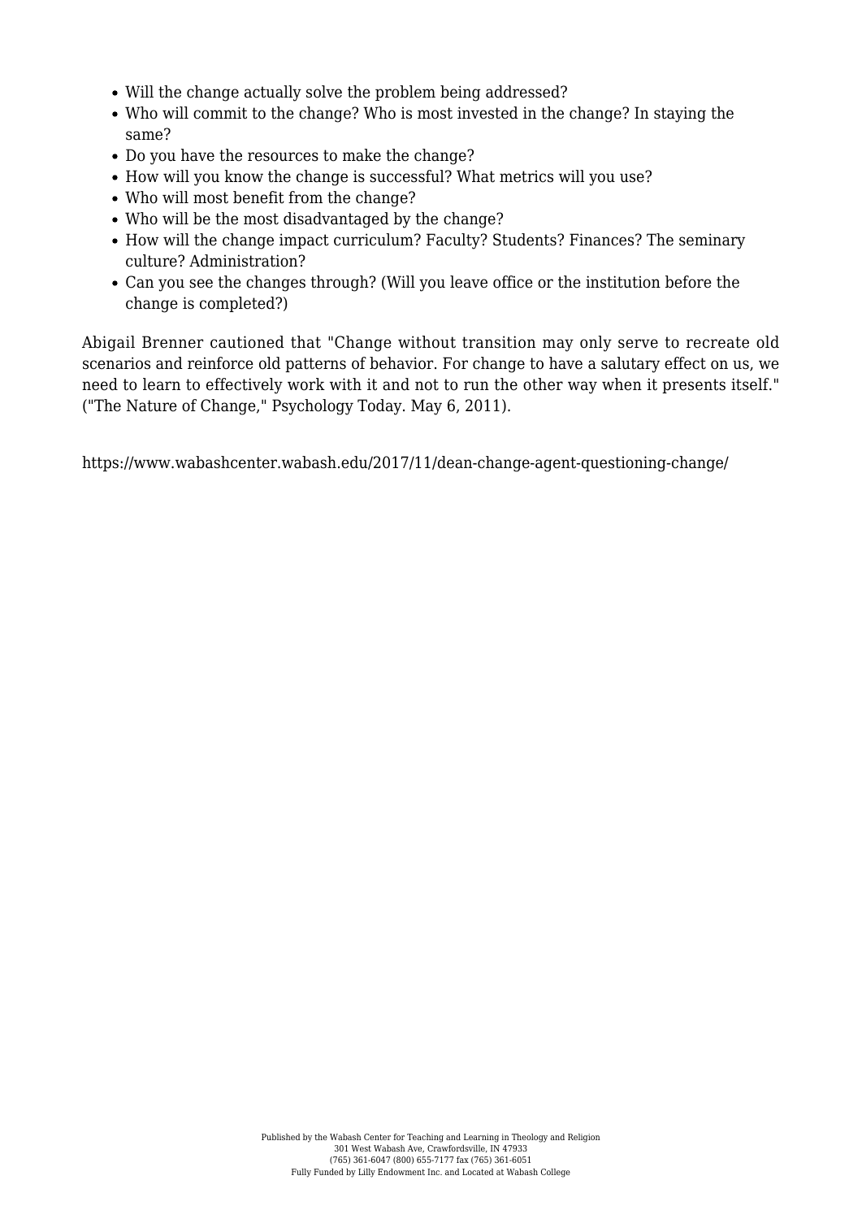- Will the change actually solve the problem being addressed?
- Who will commit to the change? Who is most invested in the change? In staying the same?
- Do you have the resources to make the change?
- How will you know the change is successful? What metrics will you use?
- Who will most benefit from the change?
- Who will be the most disadvantaged by the change?
- How will the change impact curriculum? Faculty? Students? Finances? The seminary culture? Administration?
- Can you see the changes through? (Will you leave office or the institution before the change is completed?)

Abigail Brenner cautioned that "Change without transition may only serve to recreate old scenarios and reinforce old patterns of behavior. For change to have a salutary effect on us, we need to learn to effectively work with it and not to run the other way when it presents itself." ("The Nature of Change," Psychology Today. May 6, 2011).

https://www.wabashcenter.wabash.edu/2017/11/dean-change-agent-questioning-change/